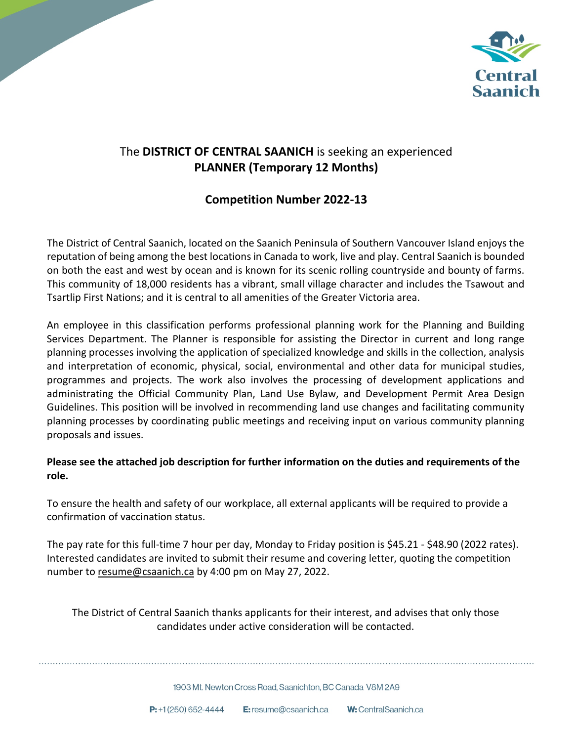The **DISTRICT OF CENTRAL SAANICH** is seeking an experienced **PLANNER (Temporary 12 Months)**

## Competition Number 2022-13

The District of Central Saanich, located on the Saanich Peninsula of Southern Vancouver Island enjoys the reputation of being among the best locations in Canada to work, live and play. Central Saanich is bounded on both the east and west by ocean and is known for its scenic rolling countryside and bounty of farms. This community of 18,000 residents has a vibrant, small village character and includes the Tsawout and Tsartlip First Nations; and it is central to all amenities of the Greater Victoria area.

An employee in this classification performs professional planning work for the Planning and Building Services Department. The Planner is responsible for assisting the Director in current and long range planning processes involving the application of specialized knowledge and skills in the collection, analysis and interpretation of economic, physical, social, environmental and other data for municipal studies, programmes and projects. The work also involves the processing of development applications and administrating the Official Community Plan, Land Use Bylaw, and Development Permit Area Design Guidelines. This position will be involved in recommending land use changes and facilitating community planning processes by coordinating public meetings and receiving input on various community planning proposals and issues.

**Please see the attached job description for further information on the duties and requirements of the role.**

To ensure the health and safety of our workplace, all external applicants will be required to provide a confirmation of vaccination status.

The pay rate for this full-time 7 hour per day, Monday to Friday position is $45.21 - $48.90 (2022 rates). Interested candidates are invited to submit their resume and covering letter, quoting the competition number to resume@csaanich.ca by 4:00 pm on May 27, 2022.

The District of Central Saanich thanks applicants for their interest, and advises that only those candidates under active consideration will be contacted.

1903 Mt. Newton Cross Road, Saanichton, BC Canada V8M 2A9

**P:** +1 (250) 652-4444 **E:** resume@csaanich.ca **W:** CentralSaanich.ca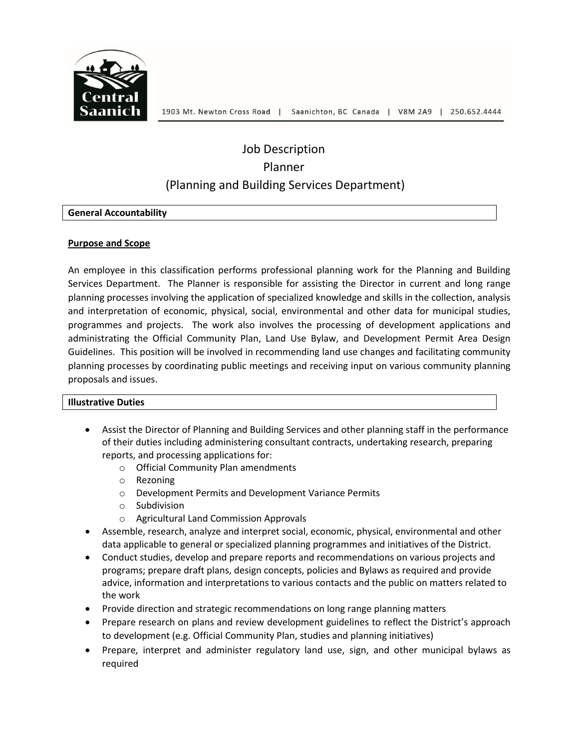Central Saanich

1903 Mt. Newton Cross Road | Saanichton, BC Canada | V8M 2A9 | 250.652.4444

# Job Description
# Planner
# (Planning and Building Services Department)

## General Accountability

### Purpose and Scope

An employee in this classification performs professional planning work for the Planning and Building Services Department. The Planner is responsible for assisting the Director in current and long range planning processes involving the application of specialized knowledge and skills in the collection, analysis and interpretation of economic, physical, social, environmental and other data for municipal studies, programmes and projects. The work also involves the processing of development applications and administrating the Official Community Plan, Land Use Bylaw, and Development Permit Area Design Guidelines. This position will be involved in recommending land use changes and facilitating community planning processes by coordinating public meetings and receiving input on various community planning proposals and issues.

## Illustrative Duties

- Assist the Director of Planning and Building Services and other planning staff in the performance of their duties including administering consultant contracts, undertaking research, preparing reports, and processing applications for:
  - Official Community Plan amendments
  - Rezoning
  - Development Permits and Development Variance Permits
  - Subdivision
  - Agricultural Land Commission Approvals
- Assemble, research, analyze and interpret social, economic, physical, environmental and other data applicable to general or specialized planning programmes and initiatives of the District.
- Conduct studies, develop and prepare reports and recommendations on various projects and programs; prepare draft plans, design concepts, policies and Bylaws as required and provide advice, information and interpretations to various contacts and the public on matters related to the work
- Provide direction and strategic recommendations on long range planning matters
- Prepare research on plans and review development guidelines to reflect the District's approach to development (e.g. Official Community Plan, studies and planning initiatives)
- Prepare, interpret and administer regulatory land use, sign, and other municipal bylaws as required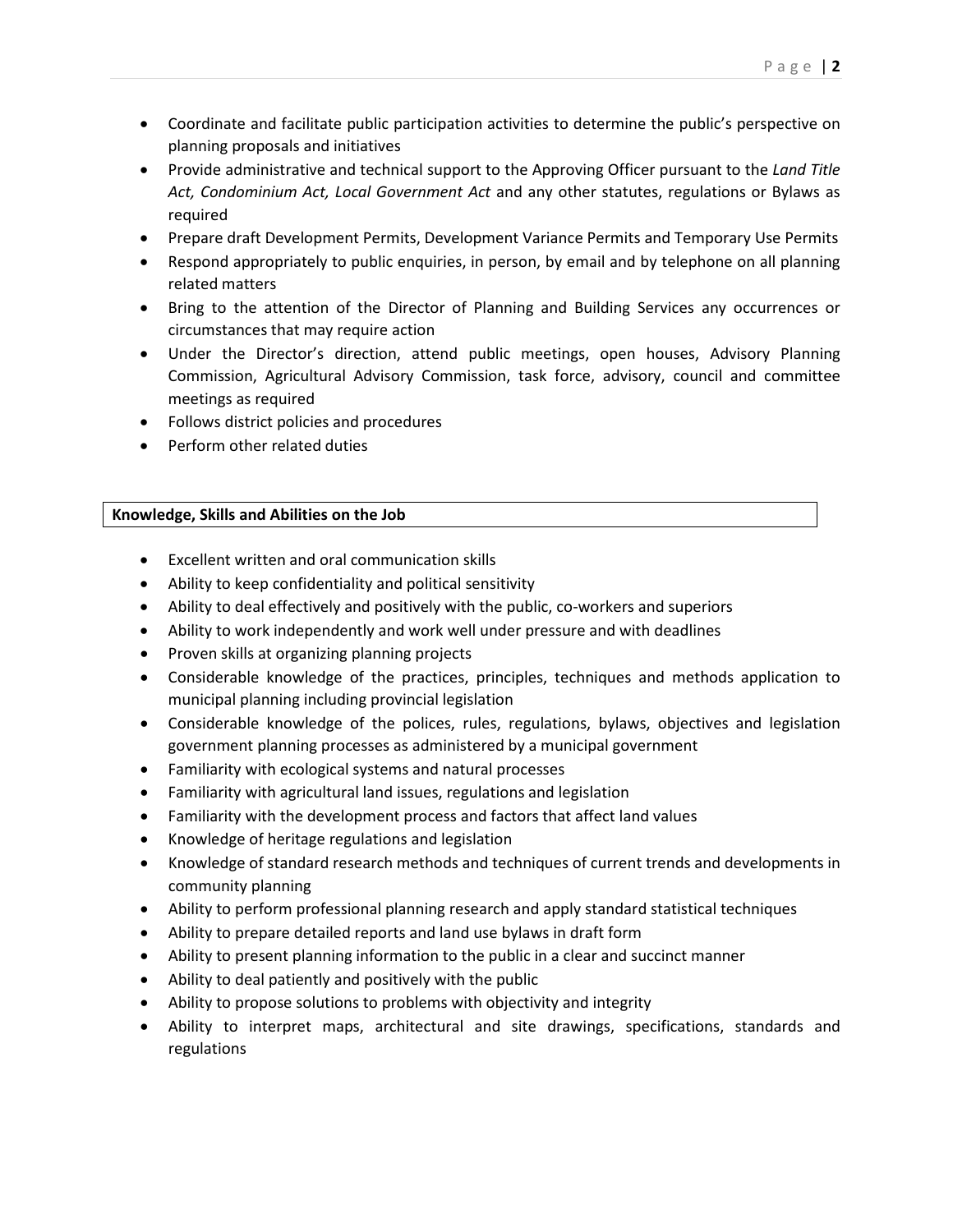- Coordinate and facilitate public participation activities to determine the public's perspective on planning proposals and initiatives
- Provide administrative and technical support to the Approving Officer pursuant to the *Land Title Act, Condominium Act, Local Government Act* and any other statutes, regulations or Bylaws as required
- Prepare draft Development Permits, Development Variance Permits and Temporary Use Permits
- Respond appropriately to public enquiries, in person, by email and by telephone on all planning related matters
- Bring to the attention of the Director of Planning and Building Services any occurrences or circumstances that may require action
- Under the Director's direction, attend public meetings, open houses, Advisory Planning Commission, Agricultural Advisory Commission, task force, advisory, council and committee meetings as required
- Follows district policies and procedures
- Perform other related duties

**Knowledge, Skills and Abilities on the Job**

- Excellent written and oral communication skills
- Ability to keep confidentiality and political sensitivity
- Ability to deal effectively and positively with the public, co-workers and superiors
- Ability to work independently and work well under pressure and with deadlines
- Proven skills at organizing planning projects
- Considerable knowledge of the practices, principles, techniques and methods application to municipal planning including provincial legislation
- Considerable knowledge of the polices, rules, regulations, bylaws, objectives and legislation government planning processes as administered by a municipal government
- Familiarity with ecological systems and natural processes
- Familiarity with agricultural land issues, regulations and legislation
- Familiarity with the development process and factors that affect land values
- Knowledge of heritage regulations and legislation
- Knowledge of standard research methods and techniques of current trends and developments in community planning
- Ability to perform professional planning research and apply standard statistical techniques
- Ability to prepare detailed reports and land use bylaws in draft form
- Ability to present planning information to the public in a clear and succinct manner
- Ability to deal patiently and positively with the public
- Ability to propose solutions to problems with objectivity and integrity
- Ability to interpret maps, architectural and site drawings, specifications, standards and regulations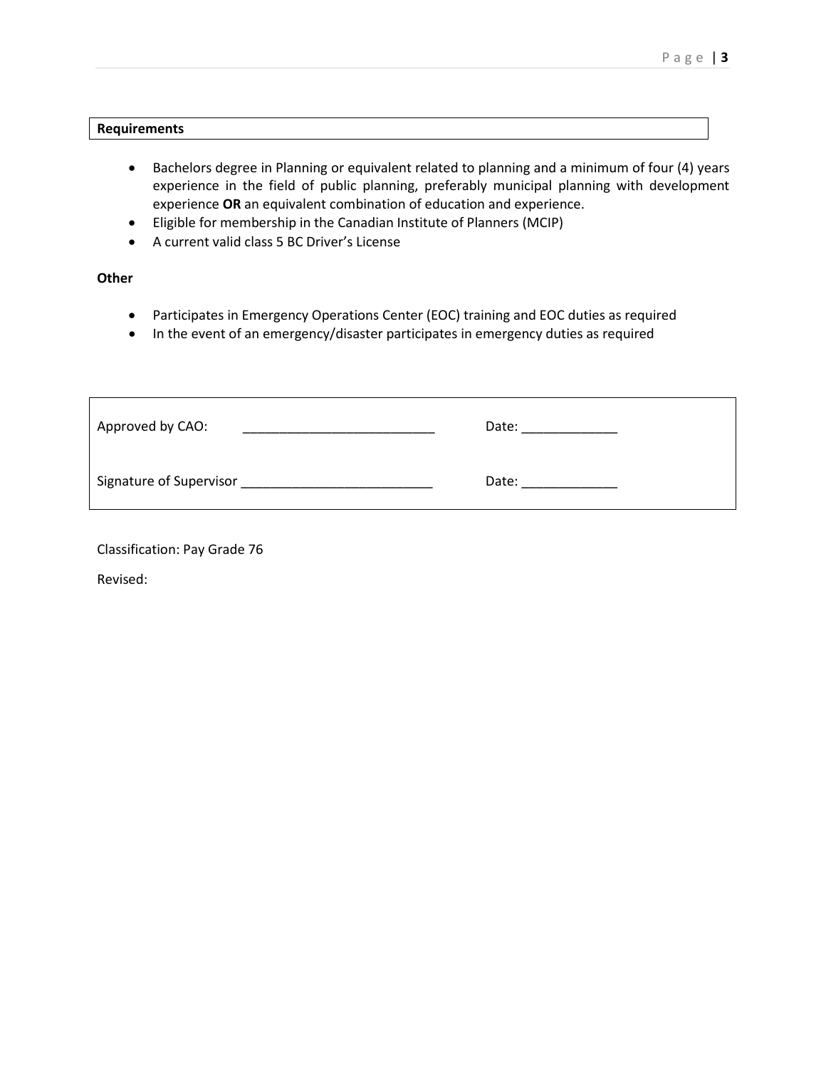**Requirements**

- Bachelors degree in Planning or equivalent related to planning and a minimum of four (4) years experience in the field of public planning, preferably municipal planning with development experience **OR** an equivalent combination of education and experience.
- Eligible for membership in the Canadian Institute of Planners (MCIP)
- A current valid class 5 BC Driver's License

**Other**

- Participates in Emergency Operations Center (EOC) training and EOC duties as required
- In the event of an emergency/disaster participates in emergency duties as required

| | |
|---|---|
| Approved by CAO: ___________________________ | Date: _____________ |
| Signature of Supervisor ___________________________ | Date: _____________ |

Classification: Pay Grade 76

Revised: